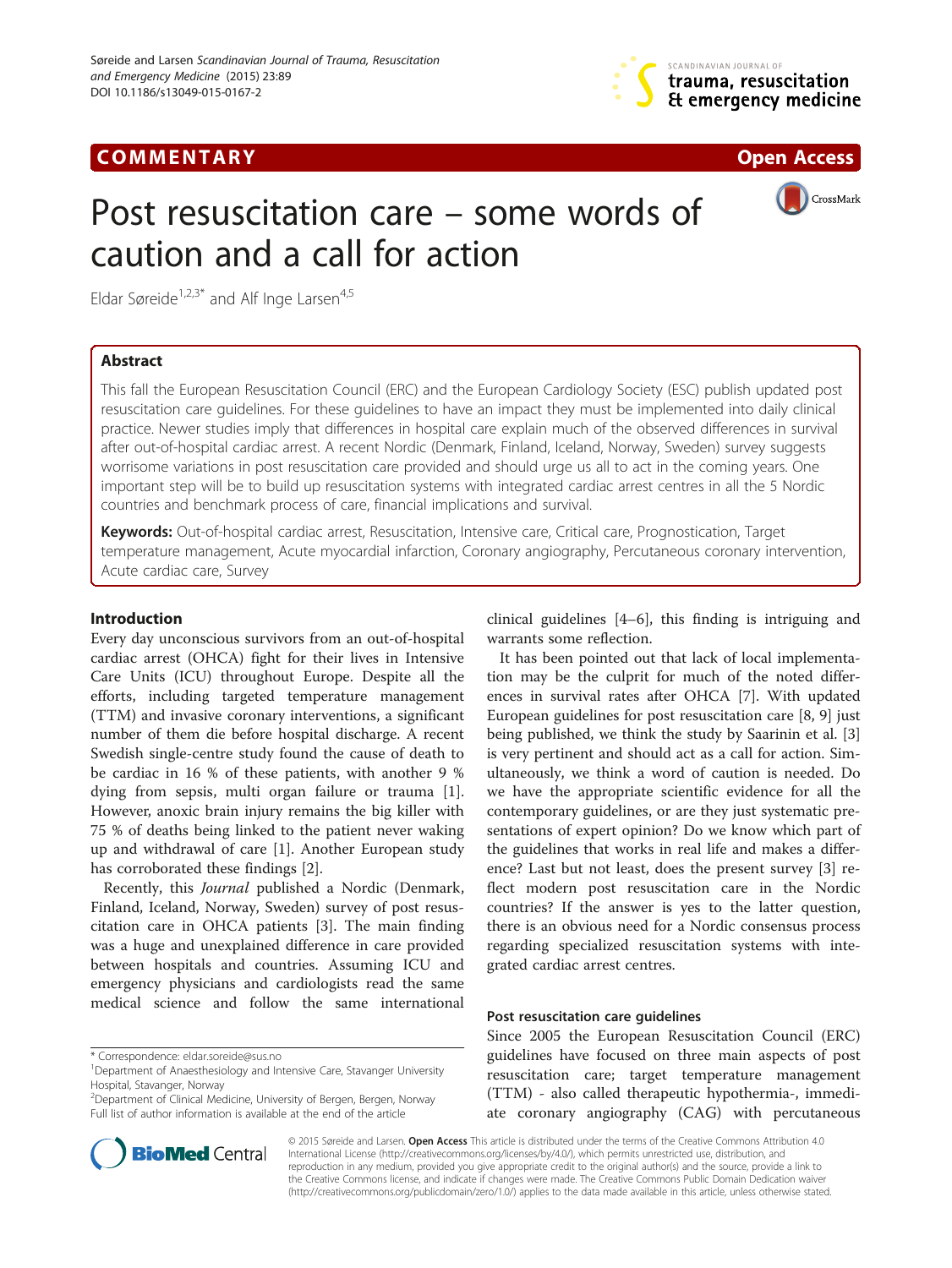COMMENTARY Open Access

# Post resuscitation care – some words of caution and a call for action

Eldar Søreide[1,2,3*] and Alf Inge Larsen[4,5]

## Abstract

This fall the European Resuscitation Council (ERC) and the European Cardiology Society (ESC) publish updated post resuscitation care guidelines. For these guidelines to have an impact they must be implemented into daily clinical practice. Newer studies imply that differences in hospital care explain much of the observed differences in survival after out-of-hospital cardiac arrest. A recent Nordic (Denmark, Finland, Iceland, Norway, Sweden) survey suggests worrisome variations in post resuscitation care provided and should urge us all to act in the coming years. One important step will be to build up resuscitation systems with integrated cardiac arrest centres in all the 5 Nordic countries and benchmark process of care, financial implications and survival.

**Keywords:** Out-of-hospital cardiac arrest, Resuscitation, Intensive care, Critical care, Prognostication, Target temperature management, Acute myocardial infarction, Coronary angiography, Percutaneous coronary intervention, Acute cardiac care, Survey

## Introduction

Every day unconscious survivors from an out-of-hospital cardiac arrest (OHCA) fight for their lives in Intensive Care Units (ICU) throughout Europe. Despite all the efforts, including targeted temperature management (TTM) and invasive coronary interventions, a significant number of them die before hospital discharge. A recent Swedish single-centre study found the cause of death to be cardiac in 16 % of these patients, with another 9 % dying from sepsis, multi organ failure or trauma [1]. However, anoxic brain injury remains the big killer with 75 % of deaths being linked to the patient never waking up and withdrawal of care [1]. Another European study has corroborated these findings [2].

Recently, this *Journal* published a Nordic (Denmark, Finland, Iceland, Norway, Sweden) survey of post resuscitation care in OHCA patients [3]. The main finding was a huge and unexplained difference in care provided between hospitals and countries. Assuming ICU and emergency physicians and cardiologists read the same medical science and follow the same international clinical guidelines [4–6], this finding is intriguing and warrants some reflection.

It has been pointed out that lack of local implementation may be the culprit for much of the noted differences in survival rates after OHCA [7]. With updated European guidelines for post resuscitation care [8, 9] just being published, we think the study by Saarinin et al. [3] is very pertinent and should act as a call for action. Simultaneously, we think a word of caution is needed. Do we have the appropriate scientific evidence for all the contemporary guidelines, or are they just systematic presentations of expert opinion? Do we know which part of the guidelines that works in real life and makes a difference? Last but not least, does the present survey [3] reflect modern post resuscitation care in the Nordic countries? If the answer is yes to the latter question, there is an obvious need for a Nordic consensus process regarding specialized resuscitation systems with integrated cardiac arrest centres.

### Post resuscitation care guidelines

Since 2005 the European Resuscitation Council (ERC) guidelines have focused on three main aspects of post resuscitation care; target temperature management (TTM) - also called therapeutic hypothermia-, immediate coronary angiography (CAG) with percutaneous

\* Correspondence: eldar.soreide@sus.no
[1]Department of Anaesthesiology and Intensive Care, Stavanger University Hospital, Stavanger, Norway
[2]Department of Clinical Medicine, University of Bergen, Bergen, Norway
Full list of author information is available at the end of the article

© 2015 Søreide and Larsen. **Open Access** This article is distributed under the terms of the Creative Commons Attribution 4.0 International License (http://creativecommons.org/licenses/by/4.0/), which permits unrestricted use, distribution, and reproduction in any medium, provided you give appropriate credit to the original author(s) and the source, provide a link to the Creative Commons license, and indicate if changes were made. The Creative Commons Public Domain Dedication waiver (http://creativecommons.org/publicdomain/zero/1.0/) applies to the data made available in this article, unless otherwise stated.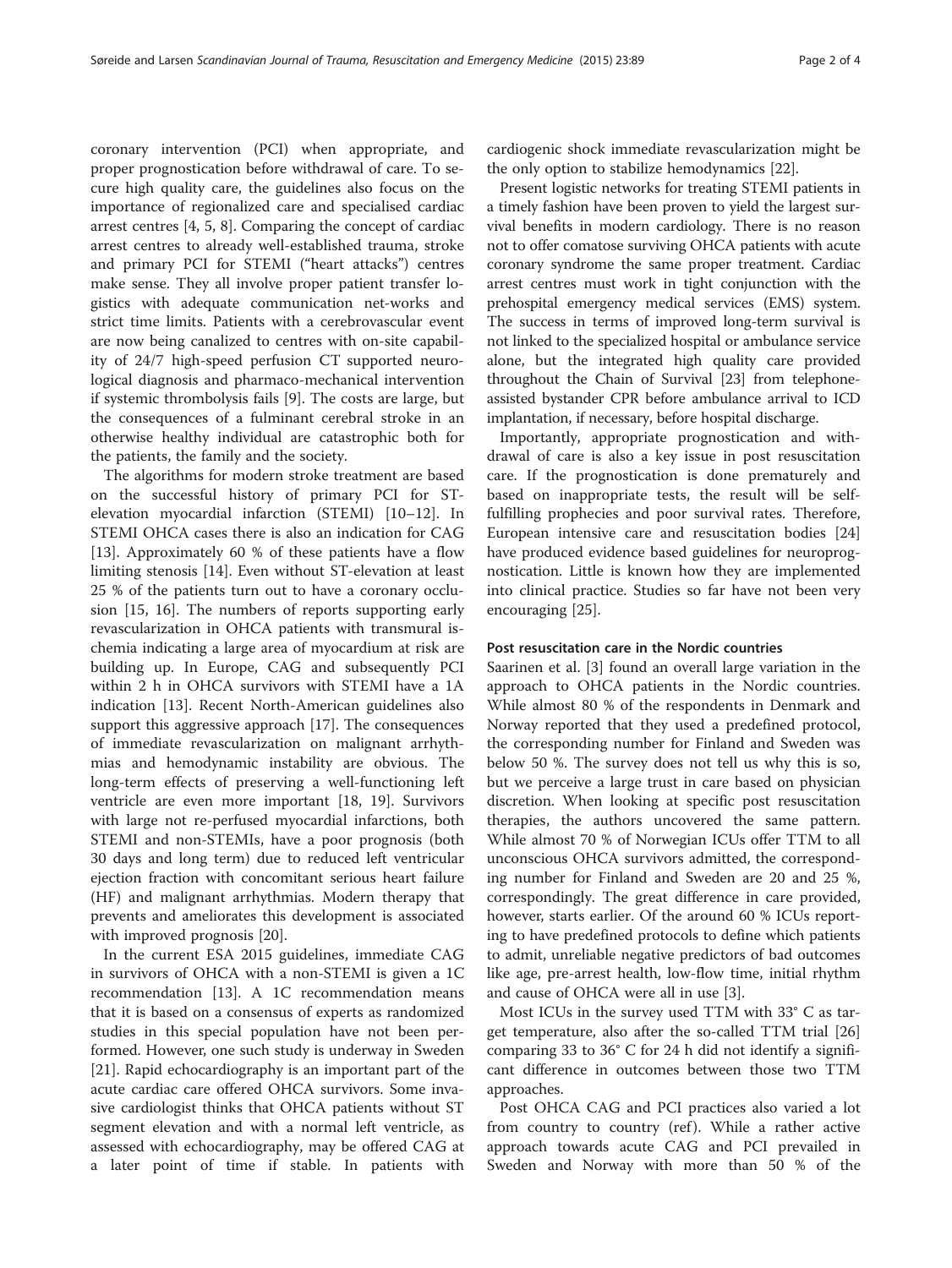coronary intervention (PCI) when appropriate, and proper prognostication before withdrawal of care. To secure high quality care, the guidelines also focus on the importance of regionalized care and specialised cardiac arrest centres [4, 5, 8]. Comparing the concept of cardiac arrest centres to already well-established trauma, stroke and primary PCI for STEMI ("heart attacks") centres make sense. They all involve proper patient transfer logistics with adequate communication net-works and strict time limits. Patients with a cerebrovascular event are now being canalized to centres with on-site capability of 24/7 high-speed perfusion CT supported neurological diagnosis and pharmaco-mechanical intervention if systemic thrombolysis fails [9]. The costs are large, but the consequences of a fulminant cerebral stroke in an otherwise healthy individual are catastrophic both for the patients, the family and the society.

The algorithms for modern stroke treatment are based on the successful history of primary PCI for ST-elevation myocardial infarction (STEMI) [10–12]. In STEMI OHCA cases there is also an indication for CAG [13]. Approximately 60 % of these patients have a flow limiting stenosis [14]. Even without ST-elevation at least 25 % of the patients turn out to have a coronary occlusion [15, 16]. The numbers of reports supporting early revascularization in OHCA patients with transmural ischemia indicating a large area of myocardium at risk are building up. In Europe, CAG and subsequently PCI within 2 h in OHCA survivors with STEMI have a 1A indication [13]. Recent North-American guidelines also support this aggressive approach [17]. The consequences of immediate revascularization on malignant arrhythmias and hemodynamic instability are obvious. The long-term effects of preserving a well-functioning left ventricle are even more important [18, 19]. Survivors with large not re-perfused myocardial infarctions, both STEMI and non-STEMIs, have a poor prognosis (both 30 days and long term) due to reduced left ventricular ejection fraction with concomitant serious heart failure (HF) and malignant arrhythmias. Modern therapy that prevents and ameliorates this development is associated with improved prognosis [20].

In the current ESA 2015 guidelines, immediate CAG in survivors of OHCA with a non-STEMI is given a 1C recommendation [13]. A 1C recommendation means that it is based on a consensus of experts as randomized studies in this special population have not been performed. However, one such study is underway in Sweden [21]. Rapid echocardiography is an important part of the acute cardiac care offered OHCA survivors. Some invasive cardiologist thinks that OHCA patients without ST segment elevation and with a normal left ventricle, as assessed with echocardiography, may be offered CAG at a later point of time if stable. In patients with cardiogenic shock immediate revascularization might be the only option to stabilize hemodynamics [22].

Present logistic networks for treating STEMI patients in a timely fashion have been proven to yield the largest survival benefits in modern cardiology. There is no reason not to offer comatose surviving OHCA patients with acute coronary syndrome the same proper treatment. Cardiac arrest centres must work in tight conjunction with the prehospital emergency medical services (EMS) system. The success in terms of improved long-term survival is not linked to the specialized hospital or ambulance service alone, but the integrated high quality care provided throughout the Chain of Survival [23] from telephone-assisted bystander CPR before ambulance arrival to ICD implantation, if necessary, before hospital discharge.

Importantly, appropriate prognostication and withdrawal of care is also a key issue in post resuscitation care. If the prognostication is done prematurely and based on inappropriate tests, the result will be self-fulfilling prophecies and poor survival rates. Therefore, European intensive care and resuscitation bodies [24] have produced evidence based guidelines for neuroprognostication. Little is known how they are implemented into clinical practice. Studies so far have not been very encouraging [25].

#### Post resuscitation care in the Nordic countries

Saarinen et al. [3] found an overall large variation in the approach to OHCA patients in the Nordic countries. While almost 80 % of the respondents in Denmark and Norway reported that they used a predefined protocol, the corresponding number for Finland and Sweden was below 50 %. The survey does not tell us why this is so, but we perceive a large trust in care based on physician discretion. When looking at specific post resuscitation therapies, the authors uncovered the same pattern. While almost 70 % of Norwegian ICUs offer TTM to all unconscious OHCA survivors admitted, the corresponding number for Finland and Sweden are 20 and 25 %, correspondingly. The great difference in care provided, however, starts earlier. Of the around 60 % ICUs reporting to have predefined protocols to define which patients to admit, unreliable negative predictors of bad outcomes like age, pre-arrest health, low-flow time, initial rhythm and cause of OHCA were all in use [3].

Most ICUs in the survey used TTM with 33° C as target temperature, also after the so-called TTM trial [26] comparing 33 to 36° C for 24 h did not identify a significant difference in outcomes between those two TTM approaches.

Post OHCA CAG and PCI practices also varied a lot from country to country (ref). While a rather active approach towards acute CAG and PCI prevailed in Sweden and Norway with more than 50 % of the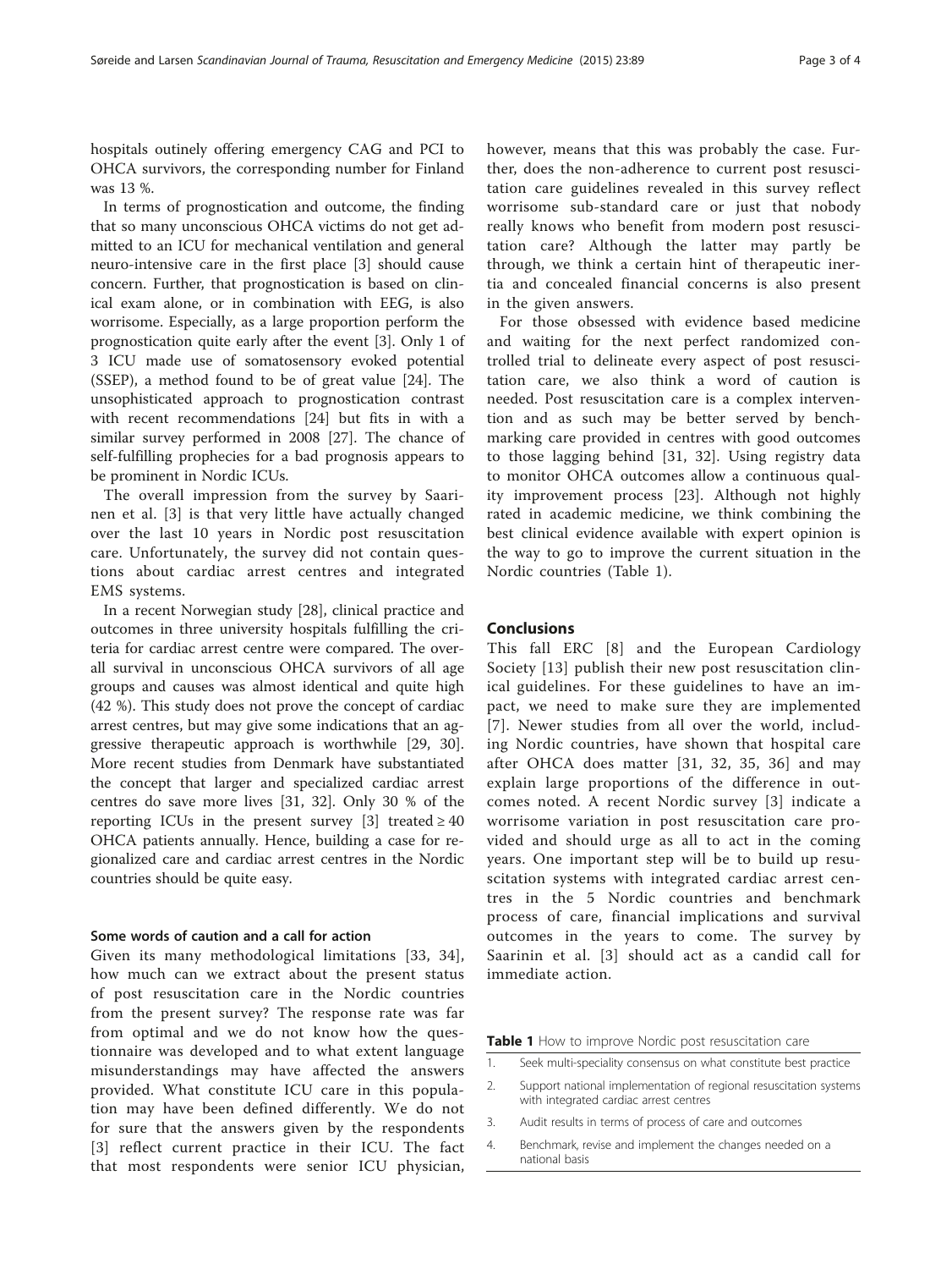hospitals outinely offering emergency CAG and PCI to OHCA survivors, the corresponding number for Finland was 13 %.

In terms of prognostication and outcome, the finding that so many unconscious OHCA victims do not get admitted to an ICU for mechanical ventilation and general neuro-intensive care in the first place [3] should cause concern. Further, that prognostication is based on clinical exam alone, or in combination with EEG, is also worrisome. Especially, as a large proportion perform the prognostication quite early after the event [3]. Only 1 of 3 ICU made use of somatosensory evoked potential (SSEP), a method found to be of great value [24]. The unsophisticated approach to prognostication contrast with recent recommendations [24] but fits in with a similar survey performed in 2008 [27]. The chance of self-fulfilling prophecies for a bad prognosis appears to be prominent in Nordic ICUs.

The overall impression from the survey by Saarinen et al. [3] is that very little have actually changed over the last 10 years in Nordic post resuscitation care. Unfortunately, the survey did not contain questions about cardiac arrest centres and integrated EMS systems.

In a recent Norwegian study [28], clinical practice and outcomes in three university hospitals fulfilling the criteria for cardiac arrest centre were compared. The overall survival in unconscious OHCA survivors of all age groups and causes was almost identical and quite high (42 %). This study does not prove the concept of cardiac arrest centres, but may give some indications that an aggressive therapeutic approach is worthwhile [29, 30]. More recent studies from Denmark have substantiated the concept that larger and specialized cardiac arrest centres do save more lives [31, 32]. Only 30 % of the reporting ICUs in the present survey [3] treated ≥ 40 OHCA patients annually. Hence, building a case for regionalized care and cardiac arrest centres in the Nordic countries should be quite easy.

### Some words of caution and a call for action

Given its many methodological limitations [33, 34], how much can we extract about the present status of post resuscitation care in the Nordic countries from the present survey? The response rate was far from optimal and we do not know how the questionnaire was developed and to what extent language misunderstandings may have affected the answers provided. What constitute ICU care in this population may have been defined differently. We do not for sure that the answers given by the respondents [3] reflect current practice in their ICU. The fact that most respondents were senior ICU physician, however, means that this was probably the case. Further, does the non-adherence to current post resuscitation care guidelines revealed in this survey reflect worrisome sub-standard care or just that nobody really knows who benefit from modern post resuscitation care? Although the latter may partly be through, we think a certain hint of therapeutic inertia and concealed financial concerns is also present in the given answers.

For those obsessed with evidence based medicine and waiting for the next perfect randomized controlled trial to delineate every aspect of post resuscitation care, we also think a word of caution is needed. Post resuscitation care is a complex intervention and as such may be better served by benchmarking care provided in centres with good outcomes to those lagging behind [31, 32]. Using registry data to monitor OHCA outcomes allow a continuous quality improvement process [23]. Although not highly rated in academic medicine, we think combining the best clinical evidence available with expert opinion is the way to go to improve the current situation in the Nordic countries (Table 1).

## Conclusions

This fall ERC [8] and the European Cardiology Society [13] publish their new post resuscitation clinical guidelines. For these guidelines to have an impact, we need to make sure they are implemented [7]. Newer studies from all over the world, including Nordic countries, have shown that hospital care after OHCA does matter [31, 32, 35, 36] and may explain large proportions of the difference in outcomes noted. A recent Nordic survey [3] indicate a worrisome variation in post resuscitation care provided and should urge as all to act in the coming years. One important step will be to build up resuscitation systems with integrated cardiac arrest centres in the 5 Nordic countries and benchmark process of care, financial implications and survival outcomes in the years to come. The survey by Saarinin et al. [3] should act as a candid call for immediate action.

**Table 1** How to improve Nordic post resuscitation care

| | |
|---|---|
| 1. | Seek multi-speciality consensus on what constitute best practice |
| 2. | Support national implementation of regional resuscitation systems with integrated cardiac arrest centres |
| 3. | Audit results in terms of process of care and outcomes |
| 4. | Benchmark, revise and implement the changes needed on a national basis |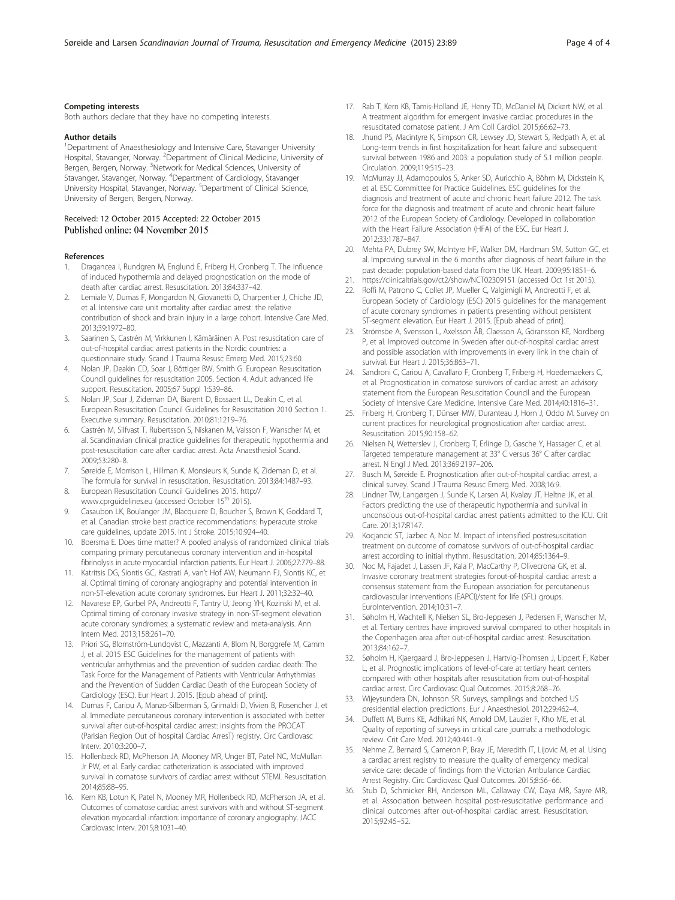### Competing interests

Both authors declare that they have no competing interests.

### Author details

[1]Department of Anaesthesiology and Intensive Care, Stavanger University Hospital, Stavanger, Norway. [2]Department of Clinical Medicine, University of Bergen, Bergen, Norway. [3]Network for Medical Sciences, University of Stavanger, Stavanger, Norway. [4]Department of Cardiology, Stavanger University Hospital, Stavanger, Norway. [5]Department of Clinical Science, University of Bergen, Bergen, Norway.

Received: 12 October 2015 Accepted: 22 October 2015
Published online: 04 November 2015

### References

1. Dragancea I, Rundgren M, Englund E, Friberg H, Cronberg T. The influence of induced hypothermia and delayed prognostication on the mode of death after cardiac arrest. Resuscitation. 2013;84:337–42.
2. Lemiale V, Dumas F, Mongardon N, Giovanetti O, Charpentier J, Chiche JD, et al. Intensive care unit mortality after cardiac arrest: the relative contribution of shock and brain injury in a large cohort. Intensive Care Med. 2013;39:1972–80.
3. Saarinen S, Castrén M, Virkkunen I, Kämäräinen A. Post resuscitation care of out-of-hospital cardiac arrest patients in the Nordic countries: a questionnaire study. Scand J Trauma Resusc Emerg Med. 2015;23:60.
4. Nolan JP, Deakin CD, Soar J, Böttiger BW, Smith G. European Resuscitation Council guidelines for resuscitation 2005. Section 4. Adult advanced life support. Resuscitation. 2005;67 Suppl 1:S39–86.
5. Nolan JP, Soar J, Zideman DA, Biarent D, Bossaert LL, Deakin C, et al. European Resuscitation Council Guidelines for Resuscitation 2010 Section 1. Executive summary. Resuscitation. 2010;81:1219–76.
6. Castrén M, Silfvast T, Rubertsson S, Niskanen M, Valsson F, Wanscher M, et al. Scandinavian clinical practice guidelines for therapeutic hypothermia and post-resuscitation care after cardiac arrest. Acta Anaesthesiol Scand. 2009;53:280–8.
7. Søreide E, Morrison L, Hillman K, Monsieurs K, Sunde K, Zideman D, et al. The formula for survival in resuscitation. Resuscitation. 2013;84:1487–93.
8. European Resuscitation Council Guidelines 2015. http://www.cprguidelines.eu (accessed October 15th 2015).
9. Casaubon LK, Boulanger JM, Blacquiere D, Boucher S, Brown K, Goddard T, et al. Canadian stroke best practice recommendations: hyperacute stroke care guidelines, update 2015. Int J Stroke. 2015;10:924–40.
10. Boersma E. Does time matter? A pooled analysis of randomized clinical trials comparing primary percutaneous coronary intervention and in-hospital fibrinolysis in acute myocardial infarction patients. Eur Heart J. 2006;27:779–88.
11. Katritsis DG, Siontis GC, Kastrati A, van't Hof AW, Neumann FJ, Siontis KC, et al. Optimal timing of coronary angiography and potential intervention in non-ST-elevation acute coronary syndromes. Eur Heart J. 2011;32:32–40.
12. Navarese EP, Gurbel PA, Andreotti F, Tantry U, Jeong YH, Kozinski M, et al. Optimal timing of coronary invasive strategy in non-ST-segment elevation acute coronary syndromes: a systematic review and meta-analysis. Ann Intern Med. 2013;158:261–70.
13. Priori SG, Blomström-Lundqvist C, Mazzanti A, Blom N, Borggrefe M, Camm J, et al. 2015 ESC Guidelines for the management of patients with ventricular arrhythmias and the prevention of sudden cardiac death: The Task Force for the Management of Patients with Ventricular Arrhythmias and the Prevention of Sudden Cardiac Death of the European Society of Cardiology (ESC). Eur Heart J. 2015. [Epub ahead of print].
14. Dumas F, Cariou A, Manzo-Silberman S, Grimaldi D, Vivien B, Rosencher J, et al. Immediate percutaneous coronary intervention is associated with better survival after out-of-hospital cardiac arrest: insights from the PROCAT (Parisian Region Out of hospital Cardiac ArresT) registry. Circ Cardiovasc Interv. 2010;3:200–7.
15. Hollenbeck RD, McPherson JA, Mooney MR, Unger BT, Patel NC, McMullan Jr PW, et al. Early cardiac catheterization is associated with improved survival in comatose survivors of cardiac arrest without STEMI. Resuscitation. 2014;85:88–95.
16. Kern KB, Lotun K, Patel N, Mooney MR, Hollenbeck RD, McPherson JA, et al. Outcomes of comatose cardiac arrest survivors with and without ST-segment elevation myocardial infarction: importance of coronary angiography. JACC Cardiovasc Interv. 2015;8:1031–40.
17. Rab T, Kern KB, Tamis-Holland JE, Henry TD, McDaniel M, Dickert NW, et al. A treatment algorithm for emergent invasive cardiac procedures in the resuscitated comatose patient. J Am Coll Cardiol. 2015;66:62–73.
18. Jhund PS, Macintyre K, Simpson CR, Lewsey JD, Stewart S, Redpath A, et al. Long-term trends in first hospitalization for heart failure and subsequent survival between 1986 and 2003: a population study of 5.1 million people. Circulation. 2009;119:515–23.
19. McMurray JJ, Adamopoulos S, Anker SD, Auricchio A, Böhm M, Dickstein K, et al. ESC Committee for Practice Guidelines. ESC guidelines for the diagnosis and treatment of acute and chronic heart failure 2012. The task force for the diagnosis and treatment of acute and chronic heart failure 2012 of the European Society of Cardiology. Developed in collaboration with the Heart Failure Association (HFA) of the ESC. Eur Heart J. 2012;33:1787–847.
20. Mehta PA, Dubrey SW, McIntyre HF, Walker DM, Hardman SM, Sutton GC, et al. Improving survival in the 6 months after diagnosis of heart failure in the past decade: population-based data from the UK. Heart. 2009;95:1851–6.
21. https://clinicaltrials.gov/ct2/show/NCT02309151 (accessed Oct 1st 2015).
22. Roffi M, Patrono C, Collet JP, Mueller C, Valgimigli M, Andreotti F, et al. European Society of Cardiology (ESC) 2015 guidelines for the management of acute coronary syndromes in patients presenting without persistent ST-segment elevation. Eur Heart J. 2015. [Epub ahead of print].
23. Strömsöe A, Svensson L, Axelsson ÅB, Claesson A, Göransson KE, Nordberg P, et al. Improved outcome in Sweden after out-of-hospital cardiac arrest and possible association with improvements in every link in the chain of survival. Eur Heart J. 2015;36:863–71.
24. Sandroni C, Cariou A, Cavallaro F, Cronberg T, Friberg H, Hoedemaekers C, et al. Prognostication in comatose survivors of cardiac arrest: an advisory statement from the European Resuscitation Council and the European Society of Intensive Care Medicine. Intensive Care Med. 2014;40:1816–31.
25. Friberg H, Cronberg T, Dünser MW, Duranteau J, Horn J, Oddo M. Survey on current practices for neurological prognostication after cardiac arrest. Resuscitation. 2015;90:158–62.
26. Nielsen N, Wetterslev J, Cronberg T, Erlinge D, Gasche Y, Hassager C, et al. Targeted temperature management at 33° C versus 36° C after cardiac arrest. N Engl J Med. 2013;369:2197–206.
27. Busch M, Søreide E. Prognostication after out-of-hospital cardiac arrest, a clinical survey. Scand J Trauma Resusc Emerg Med. 2008;16:9.
28. Lindner TW, Langørgen J, Sunde K, Larsen AI, Kvaløy JT, Heltne JK, et al. Factors predicting the use of therapeutic hypothermia and survival in unconscious out-of-hospital cardiac arrest patients admitted to the ICU. Crit Care. 2013;17:R147.
29. Kocjancic ST, Jazbec A, Noc M. Impact of intensified postresuscitation treatment on outcome of comatose survivors of out-of-hospital cardiac arrest according to initial rhythm. Resuscitation. 2014;85:1364–9.
30. Noc M, Fajadet J, Lassen JF, Kala P, MacCarthy P, Olivecrona GK, et al. Invasive coronary treatment strategies forout-of-hospital cardiac arrest: a consensus statement from the European association for percutaneous cardiovascular interventions (EAPCI)/stent for life (SFL) groups. EuroIntervention. 2014;10:31–7.
31. Søholm H, Wachtell K, Nielsen SL, Bro-Jeppesen J, Pedersen F, Wanscher M, et al. Tertiary centres have improved survival compared to other hospitals in the Copenhagen area after out-of-hospital cardiac arrest. Resuscitation. 2013;84:162–7.
32. Søholm H, Kjaergaard J, Bro-Jeppesen J, Hartvig-Thomsen J, Lippert F, Køber L, et al. Prognostic implications of level-of-care at tertiary heart centers compared with other hospitals after resuscitation from out-of-hospital cardiac arrest. Circ Cardiovasc Qual Outcomes. 2015;8:268–76.
33. Wijeysundera DN, Johnson SR. Surveys, samplings and botched US presidential election predictions. Eur J Anaesthesiol. 2012;29:462–4.
34. Duffett M, Burns KE, Adhikari NK, Arnold DM, Lauzier F, Kho ME, et al. Quality of reporting of surveys in critical care journals: a methodologic review. Crit Care Med. 2012;40:441–9.
35. Nehme Z, Bernard S, Cameron P, Bray JE, Meredith IT, Lijovic M, et al. Using a cardiac arrest registry to measure the quality of emergency medical service care: decade of findings from the Victorian Ambulance Cardiac Arrest Registry. Circ Cardiovasc Qual Outcomes. 2015;8:56–66.
36. Stub D, Schmicker RH, Anderson ML, Callaway CW, Daya MR, Sayre MR, et al. Association between hospital post-resuscitative performance and clinical outcomes after out-of-hospital cardiac arrest. Resuscitation. 2015;92:45–52.